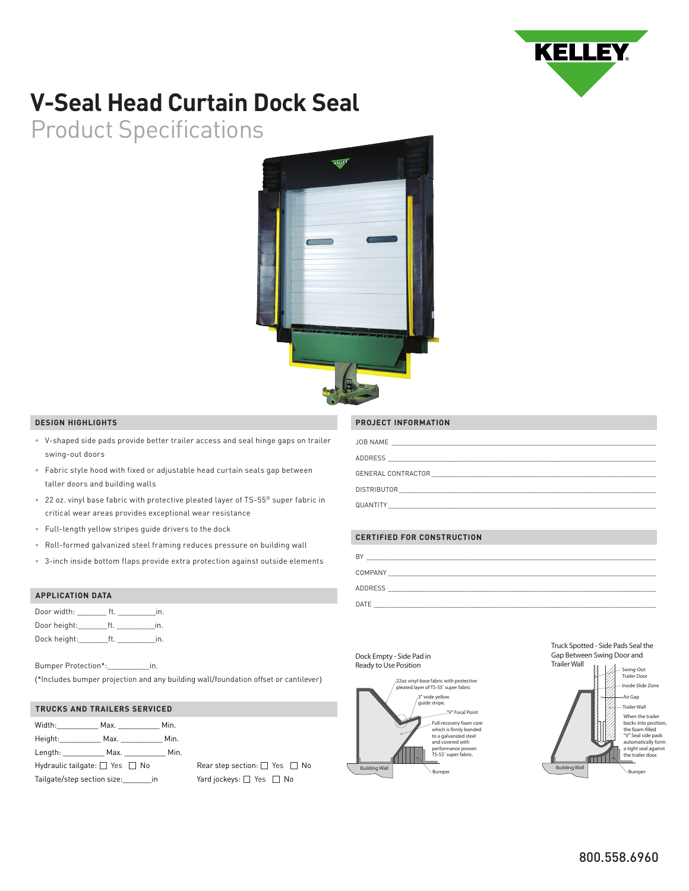# V-Seal Head Curtain Dock Seal

## Product Specifications

### DESIGN HIGHLIGHTS

- V-shaped side pads provide better trailer access and seal hinge gaps on trailer swing-out doors
- Fabric style hood with fixed or adjustable head curtain seals gap between taller doors and building walls
- 22 oz. vinyl base fabric with protective pleated layer of TS-55® super fabric in critical wear areas provides exceptional wear resistance
- Full-length yellow stripes guide drivers to the dock
- Roll-formed galvanized steel framing reduces pressure on building wall
- 3-inch inside bottom flaps provide extra protection against outside elements

### APPLICATION DATA

Door width: _______ ft. _________in.

Door height:_______ft. _________in.

Dock height:_______ft. _________in.

Bumper Protection*:__________in.

(*Includes bumper projection and any building wall/foundation offset or cantilever)

### TRUCKS AND TRAILERS SERVICED

Width:_________ Max. __________ Min.

Height:__________ Max. __________ Min.

Length: __________ Max. __________ Min.

Hydraulic tailgate: ☐ Yes ☐ No

Tailgate/step section size:_______in

Rear step section: ☐ Yes ☐ No

Yard jockeys: ☐ Yes ☐ No

### PROJECT INFORMATION

JOB NAME ______________________________

ADDRESS ______________________________

GENERAL CONTRACTOR ______________________________

DISTRIBUTOR ______________________________

QUANTITY ______________________________

### CERTIFIED FOR CONSTRUCTION

BY ______________________________

COMPANY ______________________________

ADDRESS ______________________________

DATE ______________________________

Dock Empty - Side Pad in Ready to Use Position

22oz vinyl-base fabric with protective pleated layer of TS-55® super fabric

3" wide yellow guide stripe.

"V" Focal Point

Full-recovery foam core which is firmly bonded to a galvanized steel and covered with performance proven TS-55® super fabric.

Building Wall

Bumper

Truck Spotted - Side Pads Seal the Gap Between Swing Door and Trailer Wall

Swing-Out Trailer Door

Inside Slide Zone

Air Gap

Trailer Wall

When the trailer backs into position, the foam-filled "V" Seal side pads automatically form a tight seal against the trailer door.

Building Wall

Bumper

800.558.6960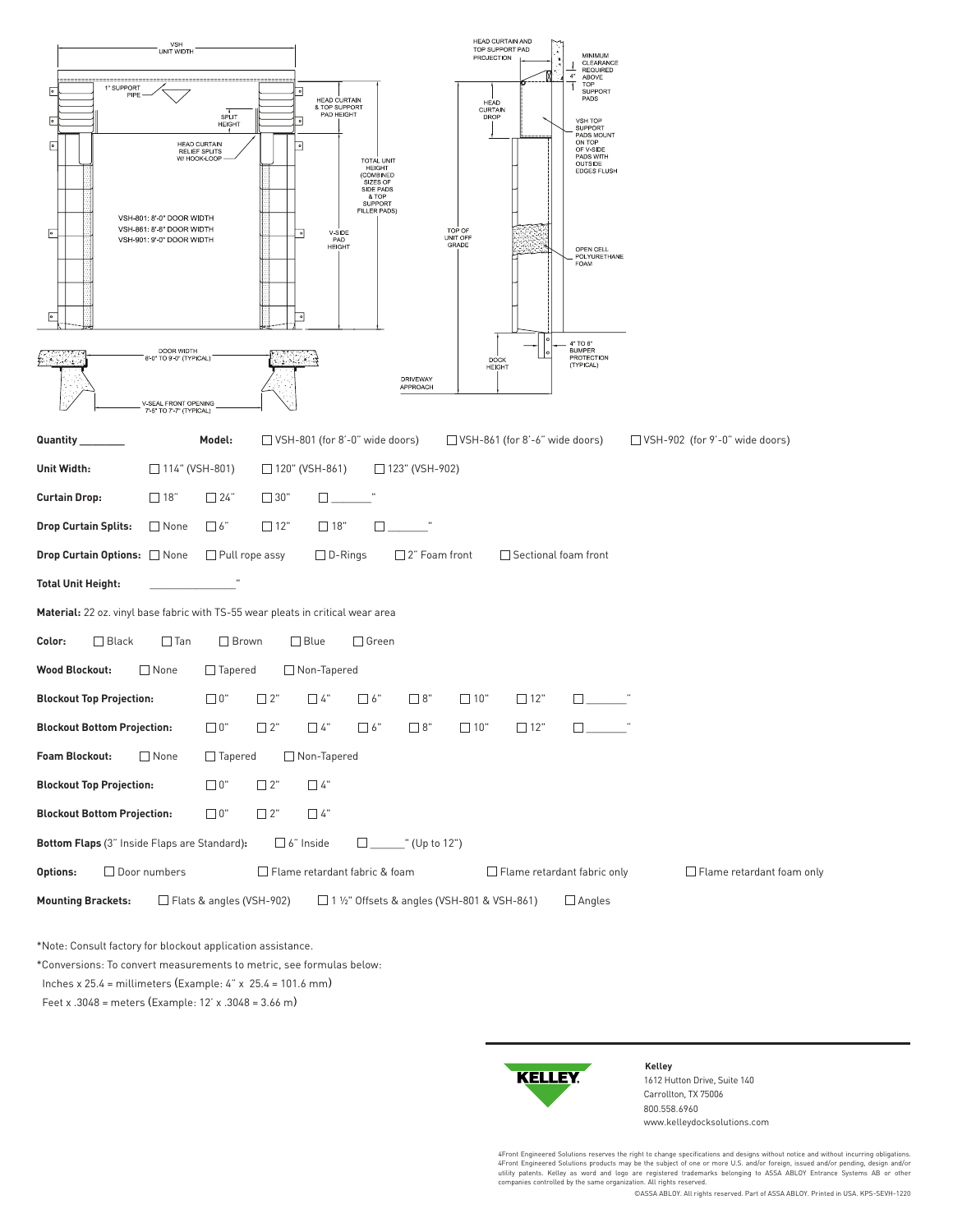VSH UNIT WIDTH

1" SUPPORT PIPE

SPLIT HEIGHT

HEAD CURTAIN RELIEF SPLITS W/ HOOK-LOOP

HEAD CURTAIN & TOP SUPPORT PAD HEIGHT

TOTAL UNIT HEIGHT (COMBINED SIZES OF SIDE PADS & TOP SUPPORT FILLER PADS)

VSH-801: 8'-0" DOOR WIDTH
VSH-861: 8'-6" DOOR WIDTH
VSH-901: 9'-0" DOOR WIDTH

V-SIDE PAD HEIGHT

DOOR WIDTH 8'-0" TO 9'-0" (TYPICAL)

V-SEAL FRONT OPENING 7'-5" TO 7'-7" (TYPICAL)

DRIVEWAY APPROACH

HEAD CURTAIN AND TOP SUPPORT PAD PROJECTION

MINIMUM CLEARANCE REQUIRED 4" ABOVE TOP SUPPORT PADS

HEAD CURTAIN DROP

VSH TOP SUPPORT PADS MOUNT ON TOP OF V-SIDE PADS WITH OUTSIDE EDGES FLUSH

TOP OF UNIT OFF GRADE

OPEN CELL POLYURETHANE FOAM

DOCK HEIGHT

4" TO 8" BUMPER PROTECTION (TYPICAL)

**Quantity** ________ **Model:** ☐ VSH-801 (for 8'-0" wide doors) ☐ VSH-861 (for 8'-6" wide doors) ☐ VSH-902 (for 9'-0" wide doors)

**Unit Width:** ☐ 114" (VSH-801) ☐ 120" (VSH-861) ☐ 123" (VSH-902)

**Curtain Drop:** ☐ 18" ☐ 24" ☐ 30" ☐ _______"

**Drop Curtain Splits:** ☐ None ☐ 6" ☐ 12" ☐ 18" ☐ _______"

**Drop Curtain Options:** ☐ None ☐ Pull rope assy ☐ D-Rings ☐ 2" Foam front ☐ Sectional foam front

**Total Unit Height:** _______________"

**Material:** 22 oz. vinyl base fabric with TS-55 wear pleats in critical wear area

**Color:** ☐ Black ☐ Tan ☐ Brown ☐ Blue ☐ Green

**Wood Blockout:** ☐ None ☐ Tapered ☐ Non-Tapered

**Blockout Top Projection:** ☐ 0" ☐ 2" ☐ 4" ☐ 6" ☐ 8" ☐ 10" ☐ 12" ☐ _______"

**Blockout Bottom Projection:** ☐ 0" ☐ 2" ☐ 4" ☐ 6" ☐ 8" ☐ 10" ☐ 12" ☐ _______"

**Foam Blockout:** ☐ None ☐ Tapered ☐ Non-Tapered

**Blockout Top Projection:** ☐ 0" ☐ 2" ☐ 4"

**Blockout Bottom Projection:** ☐ 0" ☐ 2" ☐ 4"

**Bottom Flaps** (3" Inside Flaps are Standard)**:** ☐ 6" Inside ☐ ______" (Up to 12")

**Options:** ☐ Door numbers ☐ Flame retardant fabric & foam ☐ Flame retardant fabric only ☐ Flame retardant foam only

**Mounting Brackets:** ☐ Flats & angles (VSH-902) ☐ 1 ½" Offsets & angles (VSH-801 & VSH-861) ☐ Angles

*Note: Consult factory for blockout application assistance.

*Conversions: To convert measurements to metric, see formulas below:

Inches x 25.4 = millimeters (Example: 4" x 25.4 = 101.6 mm)

Feet x .3048 = meters (Example: 12' x .3048 = 3.66 m)

KELLEY

**Kelley**
1612 Hutton Drive, Suite 140
Carrollton, TX 75006
800.558.6960
www.kelleydocksolutions.com

4Front Engineered Solutions reserves the right to change specifications and designs without notice and without incurring obligations. 4Front Engineered Solutions products may be the subject of one or more U.S. and/or foreign, issued and/or pending, design and/or utility patents. Kelley as word and logo are registered trademarks belonging to ASSA ABLOY Entrance Systems AB or other companies controlled by the same organization. All rights reserved.

©ASSA ABLOY. All rights reserved. Part of ASSA ABLOY. Printed in USA. KPS-SEVH-1220